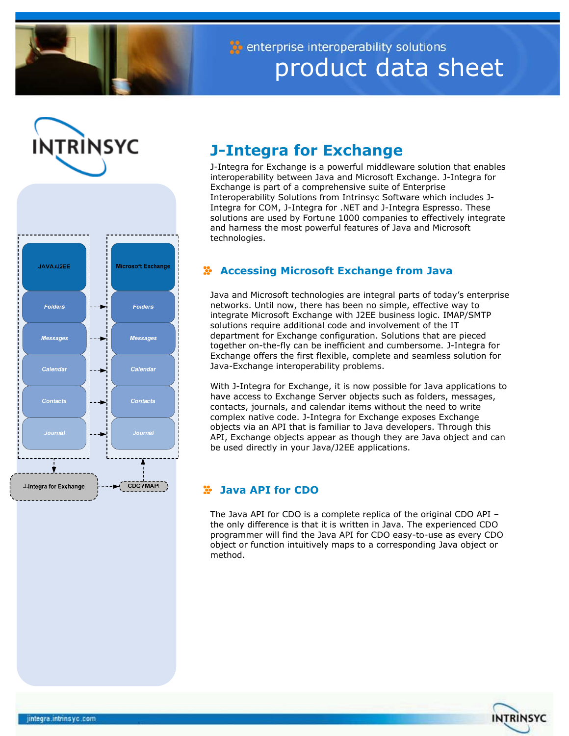# J-Integra for Exchange

J-Integra for Exchange is a powerful middleware solution that enables interoperability between Java and Microsoft Exchange. J-Integra for Exchange is part of a comprehensive suite of Enterprise Interoperability Solutions from Intrinsyc Software which includes J-Integra for COM, J-Integra for .NET and J-Integra Espresso. These solutions are used by Fortune 1000 companies to effectively integrate and harness the most powerful features of Java and Microsoft technologies.

## Accessing Microsoft Exchange from Java

Java and Microsoft technologies are integral parts of today's enterprise networks. Until now, there has been no simple, effective way to integrate Microsoft Exchange with J2EE business logic. IMAP/SMTP solutions require additional code and involvement of the IT department for Exchange configuration. Solutions that are pieced together on-the-fly can be inefficient and cumbersome. J-Integra for Exchange offers the first flexible, complete and seamless solution for Java-Exchange interoperability problems.

With J-Integra for Exchange, it is now possible for Java applications to have access to Exchange Server objects such as folders, messages, contacts, journals, and calendar items without the need to write complex native code. J-Integra for Exchange exposes Exchange objects via an API that is familiar to Java developers. Through this API, Exchange objects appear as though they are Java object and can be used directly in your Java/J2EE applications.

## Java API for CDO

The Java API for CDO is a complete replica of the original CDO API – the only difference is that it is written in Java. The experienced CDO programmer will find the Java API for CDO easy-to-use as every CDO object or function intuitively maps to a corresponding Java object or method.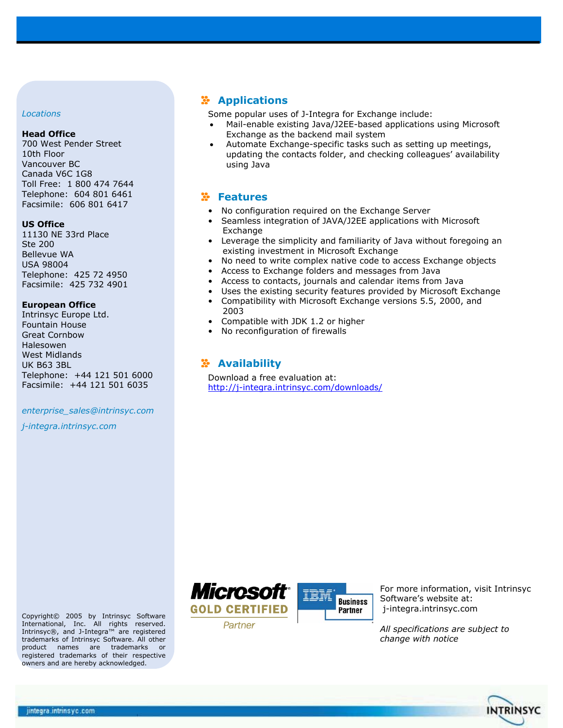*Locations*

**Head Office**
700 West Pender Street
10th Floor
Vancouver BC
Canada V6C 1G8
Toll Free: 1 800 474 7644
Telephone: 604 801 6461
Facsimile: 606 801 6417

**US Office**
11130 NE 33rd Place
Ste 200
Bellevue WA
USA 98004
Telephone: 425 72 4950
Facsimile: 425 732 4901

**European Office**
Intrinsyc Europe Ltd.
Fountain House
Great Cornbow
Halesowen
West Midlands
UK B63 3BL
Telephone: +44 121 501 6000
Facsimile: +44 121 501 6035

*enterprise_sales@intrinsyc.com*

*j-integra.intrinsyc.com*

Copyright© 2005 by Intrinsyc Software International, Inc. All rights reserved. Intrinsyc®, and J-Integra™ are registered trademarks of Intrinsyc Software. All other product names are trademarks or registered trademarks of their respective owners and are hereby acknowledged.

## Applications

Some popular uses of J-Integra for Exchange include:

- Mail-enable existing Java/J2EE-based applications using Microsoft Exchange as the backend mail system
- Automate Exchange-specific tasks such as setting up meetings, updating the contacts folder, and checking colleagues' availability using Java

## Features

- No configuration required on the Exchange Server
- Seamless integration of JAVA/J2EE applications with Microsoft Exchange
- Leverage the simplicity and familiarity of Java without foregoing an existing investment in Microsoft Exchange
- No need to write complex native code to access Exchange objects
- Access to Exchange folders and messages from Java
- Access to contacts, journals and calendar items from Java
- Uses the existing security features provided by Microsoft Exchange
- Compatibility with Microsoft Exchange versions 5.5, 2000, and 2003
- Compatible with JDK 1.2 or higher
- No reconfiguration of firewalls

## Availability

Download a free evaluation at:
http://j-integra.intrinsyc.com/downloads/

Microsoft GOLD CERTIFIED Partner

IBM Business Partner

For more information, visit Intrinsyc Software's website at:
j-integra.intrinsyc.com

*All specifications are subject to change with notice*